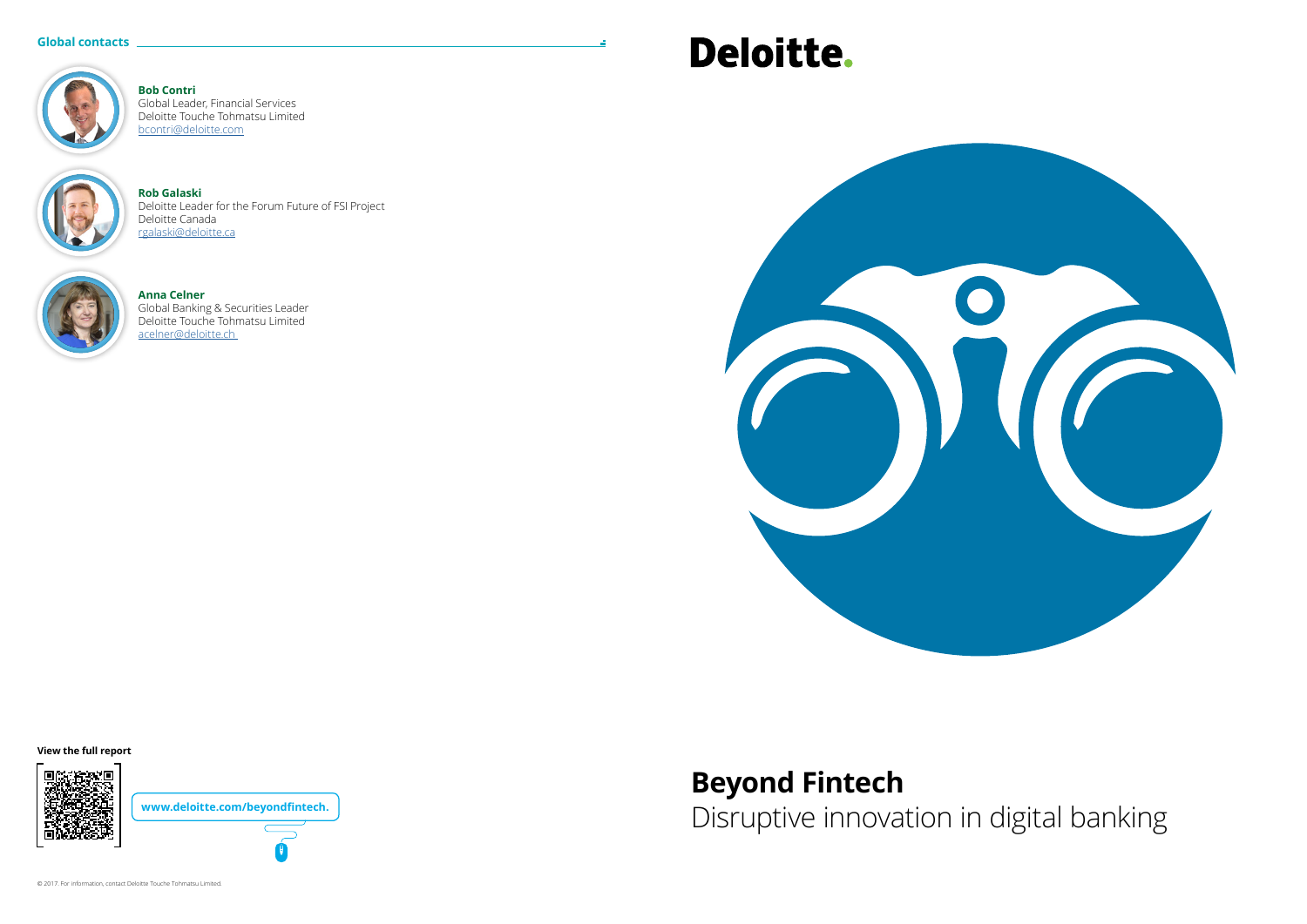## Global contacts

**Bob Contri**
Global Leader, Financial Services
Deloitte Touche Tohmatsu Limited
bcontri@deloitte.com

**Rob Galaski**
Deloitte Leader for the Forum Future of FSI Project
Deloitte Canada
rgalaski@deloitte.ca

**Anna Celner**
Global Banking & Securities Leader
Deloitte Touche Tohmatsu Limited
acelner@deloitte.ch

**View the full report**

www.deloitte.com/beyondfintech.

© 2017. For information, contact Deloitte Touche Tohmatsu Limited.

Deloitte.

# Beyond Fintech

Disruptive innovation in digital banking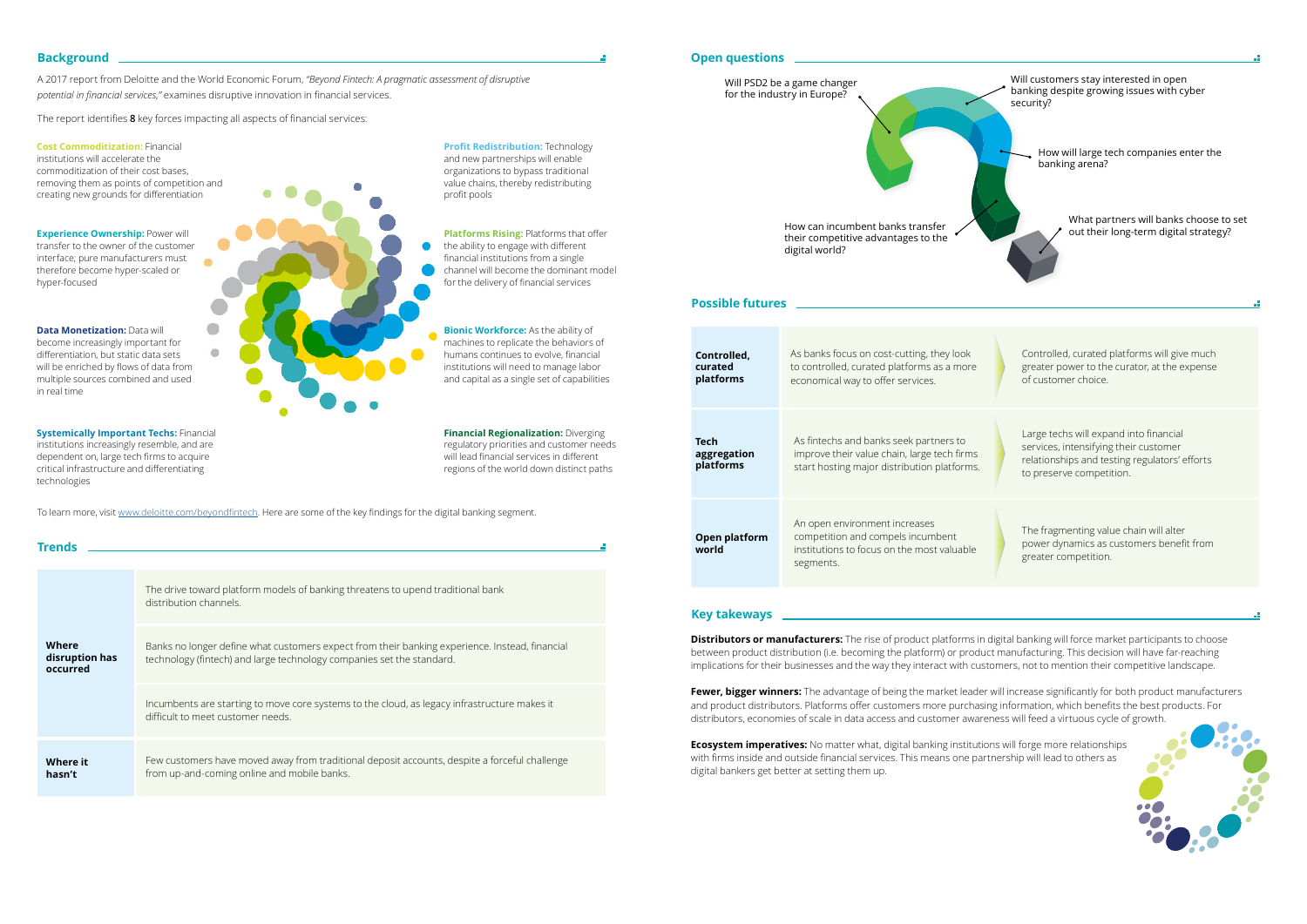## Background

A 2017 report from Deloitte and the World Economic Forum, *"Beyond Fintech: A pragmatic assessment of disruptive potential in financial services,"* examines disruptive innovation in financial services.

The report identifies **8** key forces impacting all aspects of financial services:

**Cost Commoditization:** Financial institutions will accelerate the commoditization of their cost bases, removing them as points of competition and creating new grounds for differentiation

**Experience Ownership:** Power will transfer to the owner of the customer interface; pure manufacturers must therefore become hyper-scaled or hyper-focused

**Data Monetization:** Data will become increasingly important for differentiation, but static data sets will be enriched by flows of data from multiple sources combined and used in real time

**Systemically Important Techs:** Financial institutions increasingly resemble, and are dependent on, large tech firms to acquire critical infrastructure and differentiating technologies

**Profit Redistribution:** Technology and new partnerships will enable organizations to bypass traditional value chains, thereby redistributing profit pools

**Platforms Rising:** Platforms that offer the ability to engage with different financial institutions from a single channel will become the dominant model for the delivery of financial services

**Bionic Workforce:** As the ability of machines to replicate the behaviors of humans continues to evolve, financial institutions will need to manage labor and capital as a single set of capabilities

**Financial Regionalization:** Diverging regulatory priorities and customer needs will lead financial services in different regions of the world down distinct paths

To learn more, visit www.deloitte.com/beyondfintech. Here are some of the key findings for the digital banking segment.

## Trends

| | |
|---|---|
| **Where disruption has occurred** | The drive toward platform models of banking threatens to upend traditional bank distribution channels. |
| | Banks no longer define what customers expect from their banking experience. Instead, financial technology (fintech) and large technology companies set the standard. |
| | Incumbents are starting to move core systems to the cloud, as legacy infrastructure makes it difficult to meet customer needs. |
| **Where it hasn't** | Few customers have moved away from traditional deposit accounts, despite a forceful challenge from up-and-coming online and mobile banks. |

## Open questions

- Will PSD2 be a game changer for the industry in Europe?
- Will customers stay interested in open banking despite growing issues with cyber security?
- How will large tech companies enter the banking arena?
- How can incumbent banks transfer their competitive advantages to the digital world?
- What partners will banks choose to set out their long-term digital strategy?

## Possible futures

| | | |
|---|---|---|
| **Controlled, curated platforms** | As banks focus on cost-cutting, they look to controlled, curated platforms as a more economical way to offer services. | Controlled, curated platforms will give much greater power to the curator, at the expense of customer choice. |
| **Tech aggregation platforms** | As fintechs and banks seek partners to improve their value chain, large tech firms start hosting major distribution platforms. | Large techs will expand into financial services, intensifying their customer relationships and testing regulators' efforts to preserve competition. |
| **Open platform world** | An open environment increases competition and compels incumbent institutions to focus on the most valuable segments. | The fragmenting value chain will alter power dynamics as customers benefit from greater competition. |

## Key takeaways

**Distributors or manufacturers:** The rise of product platforms in digital banking will force market participants to choose between product distribution (i.e. becoming the platform) or product manufacturing. This decision will have far-reaching implications for their businesses and the way they interact with customers, not to mention their competitive landscape.

**Fewer, bigger winners:** The advantage of being the market leader will increase significantly for both product manufacturers and product distributors. Platforms offer customers more purchasing information, which benefits the best products. For distributors, economies of scale in data access and customer awareness will feed a virtuous cycle of growth.

**Ecosystem imperatives:** No matter what, digital banking institutions will forge more relationships with firms inside and outside financial services. This means one partnership will lead to others as digital bankers get better at setting them up.